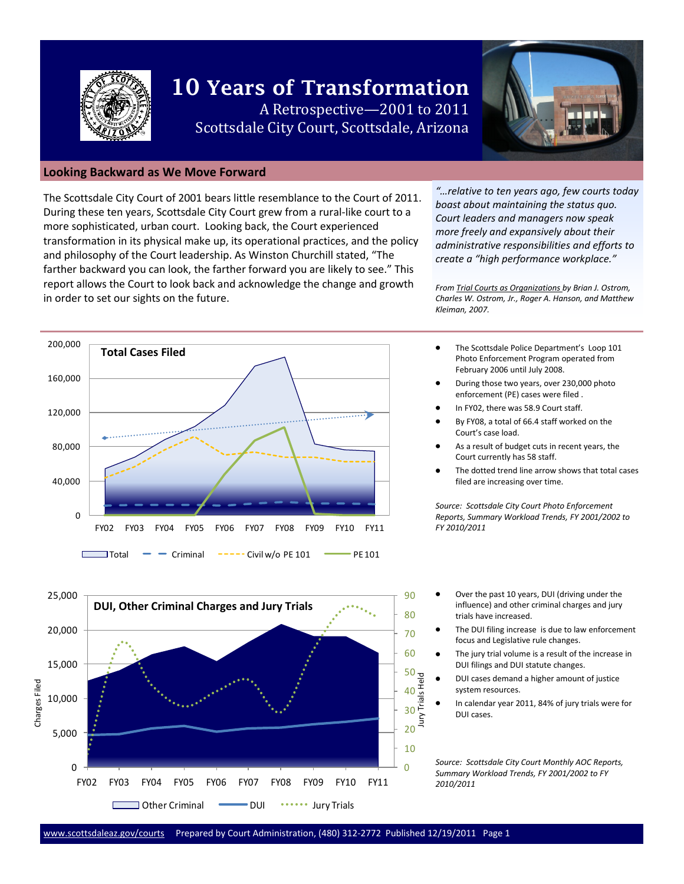# 10 Years of Transformation

A Retrospective—2001 to 2011

Scottsdale City Court, Scottsdale, Arizona

## Looking Backward as We Move Forward

The Scottsdale City Court of 2001 bears little resemblance to the Court of 2011. During these ten years, Scottsdale City Court grew from a rural-like court to a more sophisticated, urban court. Looking back, the Court experienced transformation in its physical make up, its operational practices, and the policy and philosophy of the Court leadership. As Winston Churchill stated, "The farther backward you can look, the farther forward you are likely to see." This report allows the Court to look back and acknowledge the change and growth in order to set our sights on the future.

*"…relative to ten years ago, few courts today boast about maintaining the status quo. Court leaders and managers now speak more freely and expansively about their administrative responsibilities and efforts to create a "high performance workplace."*

*From Trial Courts as Organizations by Brian J. Ostrom, Charles W. Ostrom, Jr., Roger A. Hanson, and Matthew Kleiman, 2007.*

**Total Cases Filed**

Legend: Total, Criminal, Civil w/o PE 101, PE 101 (FY02–FY11)

- The Scottsdale Police Department's Loop 101 Photo Enforcement Program operated from February 2006 until July 2008.
- During those two years, over 230,000 photo enforcement (PE) cases were filed .
- In FY02, there was 58.9 Court staff.
- By FY08, a total of 66.4 staff worked on the Court's case load.
- As a result of budget cuts in recent years, the Court currently has 58 staff.
- The dotted trend line arrow shows that total cases filed are increasing over time.

*Source: Scottsdale City Court Photo Enforcement Reports, Summary Workload Trends, FY 2001/2002 to FY 2010/2011*

**DUI, Other Criminal Charges and Jury Trials**

Legend: Other Criminal, DUI, Jury Trials (FY02–FY11)

- Over the past 10 years, DUI (driving under the influence) and other criminal charges and jury trials have increased.
- The DUI filing increase is due to law enforcement focus and Legislative rule changes.
- The jury trial volume is a result of the increase in DUI filings and DUI statute changes.
- DUI cases demand a higher amount of justice system resources.
- In calendar year 2011, 84% of jury trials were for DUI cases.

*Source: Scottsdale City Court Monthly AOC Reports, Summary Workload Trends, FY 2001/2002 to FY 2010/2011*

www.scottsdaleaz.gov/courts Prepared by Court Administration, (480) 312-2772 Published 12/19/2011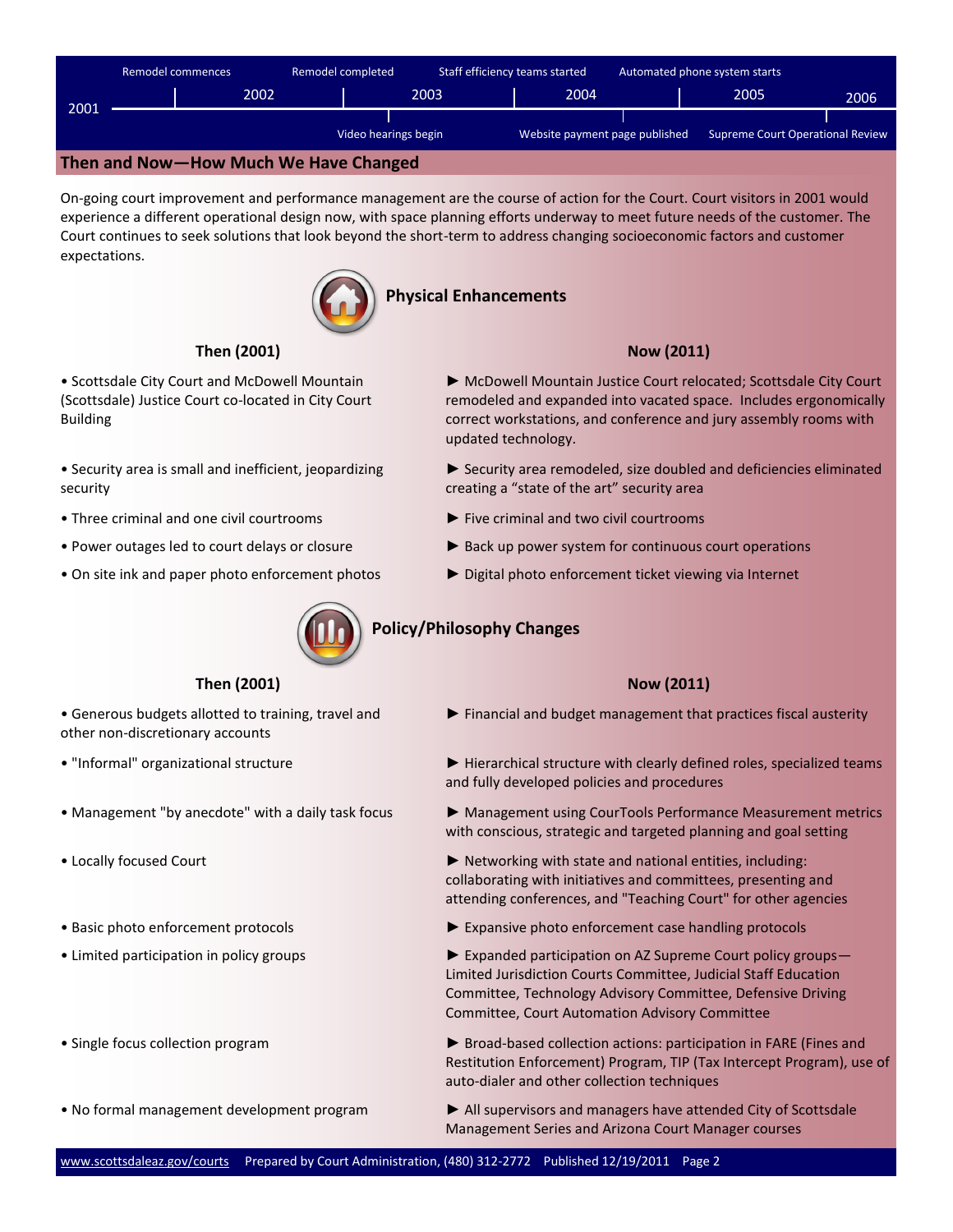| 2001 | 2002 | 2003 | 2004 | 2005 | 2006 |
|---|---|---|---|---|---|

Timeline events:
- Remodel commences
- Remodel completed
- Video hearings begin
- Staff efficiency teams started
- Website payment page published
- Automated phone system starts
- Supreme Court Operational Review

## Then and Now—How Much We Have Changed

On-going court improvement and performance management are the course of action for the Court. Court visitors in 2001 would experience a different operational design now, with space planning efforts underway to meet future needs of the customer. The Court continues to seek solutions that look beyond the short-term to address changing socioeconomic factors and customer expectations.

### Physical Enhancements

| Then (2001) | Now (2011) |
|---|---|
| • Scottsdale City Court and McDowell Mountain (Scottsdale) Justice Court co-located in City Court Building | ► McDowell Mountain Justice Court relocated; Scottsdale City Court remodeled and expanded into vacated space. Includes ergonomically correct workstations, and conference and jury assembly rooms with updated technology. |
| • Security area is small and inefficient, jeopardizing security | ► Security area remodeled, size doubled and deficiencies eliminated creating a “state of the art” security area |
| • Three criminal and one civil courtrooms | ► Five criminal and two civil courtrooms |
| • Power outages led to court delays or closure | ► Back up power system for continuous court operations |
| • On site ink and paper photo enforcement photos | ► Digital photo enforcement ticket viewing via Internet |

### Policy/Philosophy Changes

| Then (2001) | Now (2011) |
|---|---|
| • Generous budgets allotted to training, travel and other non-discretionary accounts | ► Financial and budget management that practices fiscal austerity |
| • "Informal" organizational structure | ► Hierarchical structure with clearly defined roles, specialized teams and fully developed policies and procedures |
| • Management "by anecdote" with a daily task focus | ► Management using CourTools Performance Measurement metrics with conscious, strategic and targeted planning and goal setting |
| • Locally focused Court | ► Networking with state and national entities, including: collaborating with initiatives and committees, presenting and attending conferences, and "Teaching Court" for other agencies |
| • Basic photo enforcement protocols | ► Expansive photo enforcement case handling protocols |
| • Limited participation in policy groups | ► Expanded participation on AZ Supreme Court policy groups—Limited Jurisdiction Courts Committee, Judicial Staff Education Committee, Technology Advisory Committee, Defensive Driving Committee, Court Automation Advisory Committee |
| • Single focus collection program | ► Broad-based collection actions: participation in FARE (Fines and Restitution Enforcement) Program, TIP (Tax Intercept Program), use of auto-dialer and other collection techniques |
| • No formal management development program | ► All supervisors and managers have attended City of Scottsdale Management Series and Arizona Court Manager courses |

www.scottsdaleaz.gov/courts Prepared by Court Administration, (480) 312-2772 Published 12/19/2011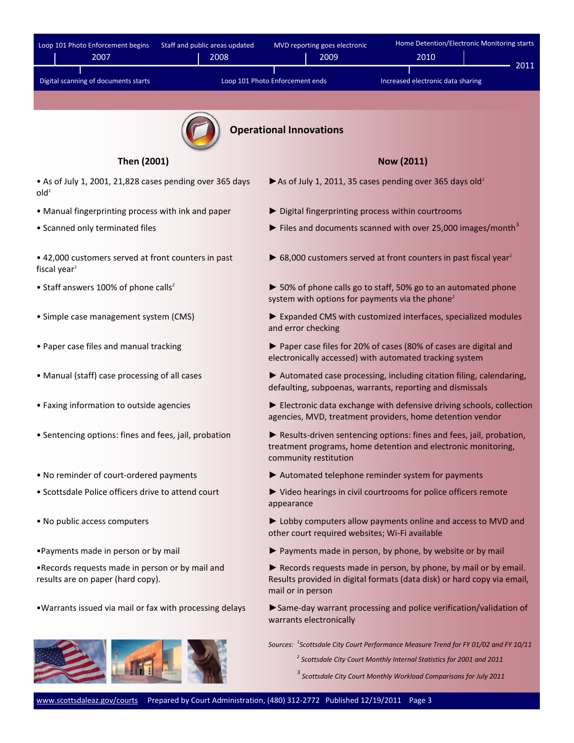| 2007 | 2008 | 2009 | 2010 | 2011 |
| --- | --- | --- | --- | --- |
| Loop 101 Photo Enforcement begins | Staff and public areas updated | MVD reporting goes electronic | Home Detention/Electronic Monitoring starts | |
| Digital scanning of documents starts | Loop 101 Photo Enforcement ends | | Increased electronic data sharing | |

## Operational Innovations

| Then (2001) | Now (2011) |
| --- | --- |
| • As of July 1, 2001, 21,828 cases pending over 365 days old[1] | ► As of July 1, 2011, 35 cases pending over 365 days old[1] |
| • Manual fingerprinting process with ink and paper | ► Digital fingerprinting process within courtrooms |
| • Scanned only terminated files | ► Files and documents scanned with over 25,000 images/month[3] |
| • 42,000 customers served at front counters in past fiscal year[1] | ► 68,000 customers served at front counters in past fiscal year[1] |
| • Staff answers 100% of phone calls[2] | ► 50% of phone calls go to staff, 50% go to an automated phone system with options for payments via the phone[2] |
| • Simple case management system (CMS) | ► Expanded CMS with customized interfaces, specialized modules and error checking |
| • Paper case files and manual tracking | ► Paper case files for 20% of cases (80% of cases are digital and electronically accessed) with automated tracking system |
| • Manual (staff) case processing of all cases | ► Automated case processing, including citation filing, calendaring, defaulting, subpoenas, warrants, reporting and dismissals |
| • Faxing information to outside agencies | ► Electronic data exchange with defensive driving schools, collection agencies, MVD, treatment providers, home detention vendor |
| • Sentencing options: fines and fees, jail, probation | ► Results-driven sentencing options: fines and fees, jail, probation, treatment programs, home detention and electronic monitoring, community restitution |
| • No reminder of court-ordered payments | ► Automated telephone reminder system for payments |
| • Scottsdale Police officers drive to attend court | ► Video hearings in civil courtrooms for police officers remote appearance |
| • No public access computers | ► Lobby computers allow payments online and access to MVD and other court required websites; Wi-Fi available |
| • Payments made in person or by mail | ► Payments made in person, by phone, by website or by mail |
| • Records requests made in person or by mail and results are on paper (hard copy). | ► Records requests made in person, by phone, by mail or by email. Results provided in digital formats (data disk) or hard copy via email, mail or in person |
| • Warrants issued via mail or fax with processing delays | ► Same-day warrant processing and police verification/validation of warrants electronically |

*Sources: [1] Scottsdale City Court Performance Measure Trend for FY 01/02 and FY 10/11*

*[2] Scottsdale City Court Monthly Internal Statistics for 2001 and 2011*

*[3] Scottsdale City Court Monthly Workload Comparisons for July 2011*

www.scottsdaleaz.gov/courts Prepared by Court Administration, (480) 312-2772 Published 12/19/2011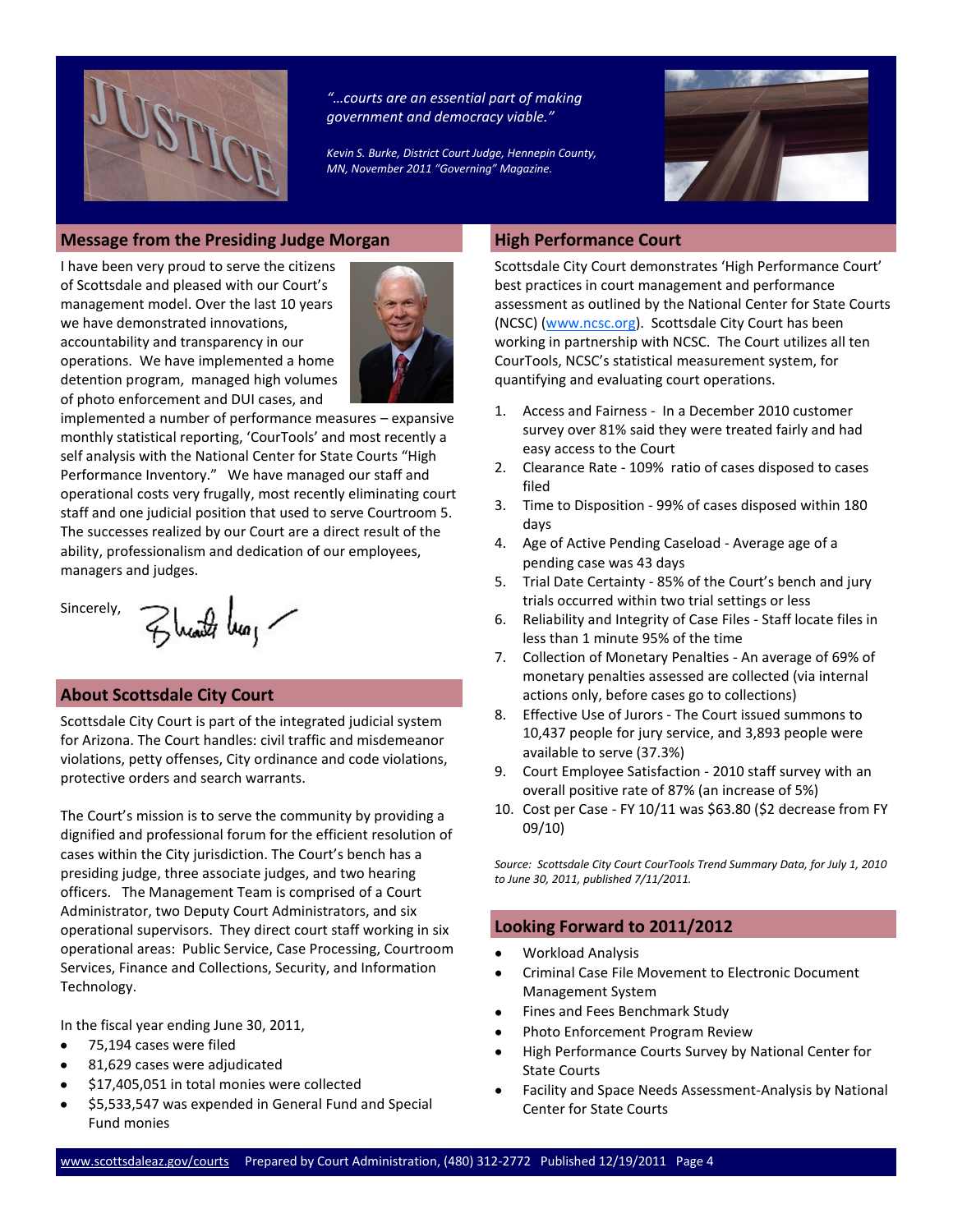*"…courts are an essential part of making government and democracy viable."*

*Kevin S. Burke, District Court Judge, Hennepin County, MN, November 2011 "Governing" Magazine.*

## Message from the Presiding Judge Morgan

I have been very proud to serve the citizens of Scottsdale and pleased with our Court's management model. Over the last 10 years we have demonstrated innovations, accountability and transparency in our operations. We have implemented a home detention program, managed high volumes of photo enforcement and DUI cases, and implemented a number of performance measures – expansive monthly statistical reporting, 'CourTools' and most recently a self analysis with the National Center for State Courts "High Performance Inventory." We have managed our staff and operational costs very frugally, most recently eliminating court staff and one judicial position that used to serve Courtroom 5. The successes realized by our Court are a direct result of the ability, professionalism and dedication of our employees, managers and judges.

Sincerely,

## About Scottsdale City Court

Scottsdale City Court is part of the integrated judicial system for Arizona. The Court handles: civil traffic and misdemeanor violations, petty offenses, City ordinance and code violations, protective orders and search warrants.

The Court's mission is to serve the community by providing a dignified and professional forum for the efficient resolution of cases within the City jurisdiction. The Court's bench has a presiding judge, three associate judges, and two hearing officers. The Management Team is comprised of a Court Administrator, two Deputy Court Administrators, and six operational supervisors. They direct court staff working in six operational areas: Public Service, Case Processing, Courtroom Services, Finance and Collections, Security, and Information Technology.

In the fiscal year ending June 30, 2011,

- 75,194 cases were filed
- 81,629 cases were adjudicated
- $17,405,051 in total monies were collected
- $5,533,547 was expended in General Fund and Special Fund monies

## High Performance Court

Scottsdale City Court demonstrates 'High Performance Court' best practices in court management and performance assessment as outlined by the National Center for State Courts (NCSC) (www.ncsc.org). Scottsdale City Court has been working in partnership with NCSC. The Court utilizes all ten CourTools, NCSC's statistical measurement system, for quantifying and evaluating court operations.

1. Access and Fairness - In a December 2010 customer survey over 81% said they were treated fairly and had easy access to the Court
2. Clearance Rate - 109% ratio of cases disposed to cases filed
3. Time to Disposition - 99% of cases disposed within 180 days
4. Age of Active Pending Caseload - Average age of a pending case was 43 days
5. Trial Date Certainty - 85% of the Court's bench and jury trials occurred within two trial settings or less
6. Reliability and Integrity of Case Files - Staff locate files in less than 1 minute 95% of the time
7. Collection of Monetary Penalties - An average of 69% of monetary penalties assessed are collected (via internal actions only, before cases go to collections)
8. Effective Use of Jurors - The Court issued summons to 10,437 people for jury service, and 3,893 people were available to serve (37.3%)
9. Court Employee Satisfaction - 2010 staff survey with an overall positive rate of 87% (an increase of 5%)
10. Cost per Case - FY 10/11 was $63.80 ($2 decrease from FY 09/10)

*Source: Scottsdale City Court CourTools Trend Summary Data, for July 1, 2010 to June 30, 2011, published 7/11/2011.*

## Looking Forward to 2011/2012

- Workload Analysis
- Criminal Case File Movement to Electronic Document Management System
- Fines and Fees Benchmark Study
- Photo Enforcement Program Review
- High Performance Courts Survey by National Center for State Courts
- Facility and Space Needs Assessment-Analysis by National Center for State Courts

www.scottsdaleaz.gov/courts Prepared by Court Administration, (480) 312-2772 Published 12/19/2011